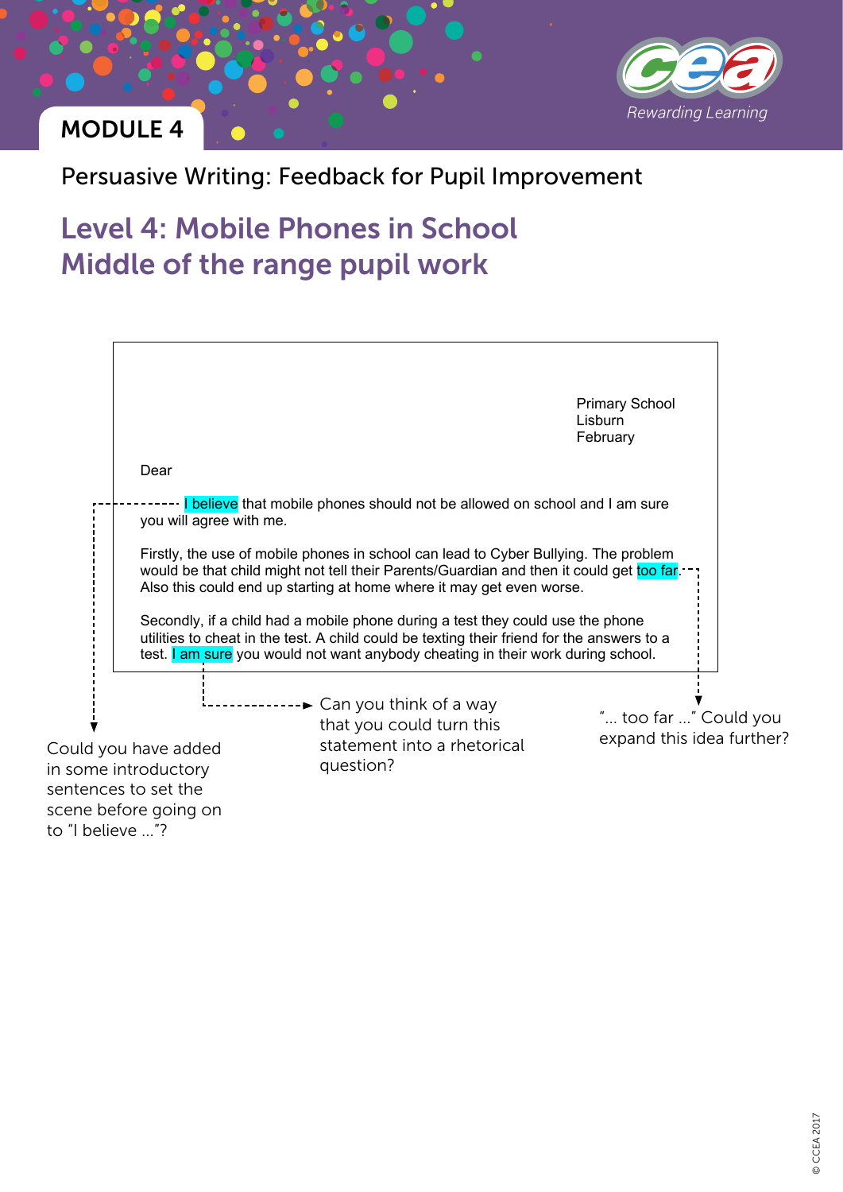MODULE 4

Persuasive Writing: Feedback for Pupil Improvement

# Level 4: Mobile Phones in School
# Middle of the range pupil work

Primary School
Lisburn
February

Dear

I believe that mobile phones should not be allowed on school and I am sure you will agree with me.

Firstly, the use of mobile phones in school can lead to Cyber Bullying. The problem would be that child might not tell their Parents/Guardian and then it could get too far. Also this could end up starting at home where it may get even worse.

Secondly, if a child had a mobile phone during a test they could use the phone utilities to cheat in the test. A child could be texting their friend for the answers to a test. I am sure you would not want anybody cheating in their work during school.

Could you have added in some introductory sentences to set the scene before going on to "I believe …"?

Can you think of a way that you could turn this statement into a rhetorical question?

"… too far …" Could you expand this idea further?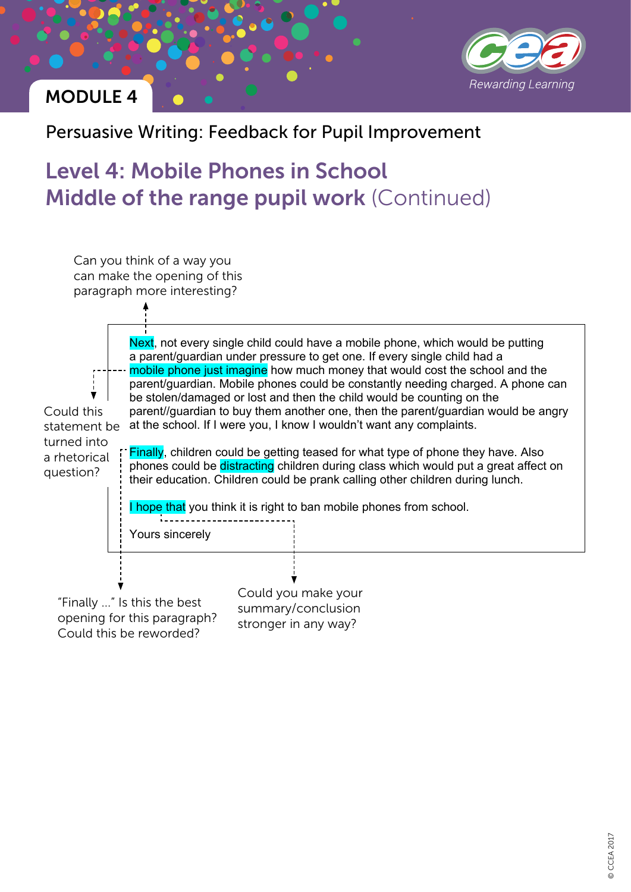MODULE 4

Persuasive Writing: Feedback for Pupil Improvement

# Level 4: Mobile Phones in School
## Middle of the range pupil work (Continued)

Can you think of a way you can make the opening of this paragraph more interesting?

Next, not every single child could have a mobile phone, which would be putting a parent/guardian under pressure to get one. If every single child had a mobile phone just imagine how much money that would cost the school and the parent/guardian. Mobile phones could be constantly needing charged. A phone can be stolen/damaged or lost and then the child would be counting on the parent//guardian to buy them another one, then the parent/guardian would be angry at the school. If I were you, I know I wouldn't want any complaints.

Finally, children could be getting teased for what type of phone they have. Also phones could be distracting children during class which would put a great affect on their education. Children could be prank calling other children during lunch.

I hope that you think it is right to ban mobile phones from school.

Yours sincerely

Could this statement be turned into a rhetorical question?

"Finally …" Is this the best opening for this paragraph? Could this be reworded?

Could you make your summary/conclusion stronger in any way?